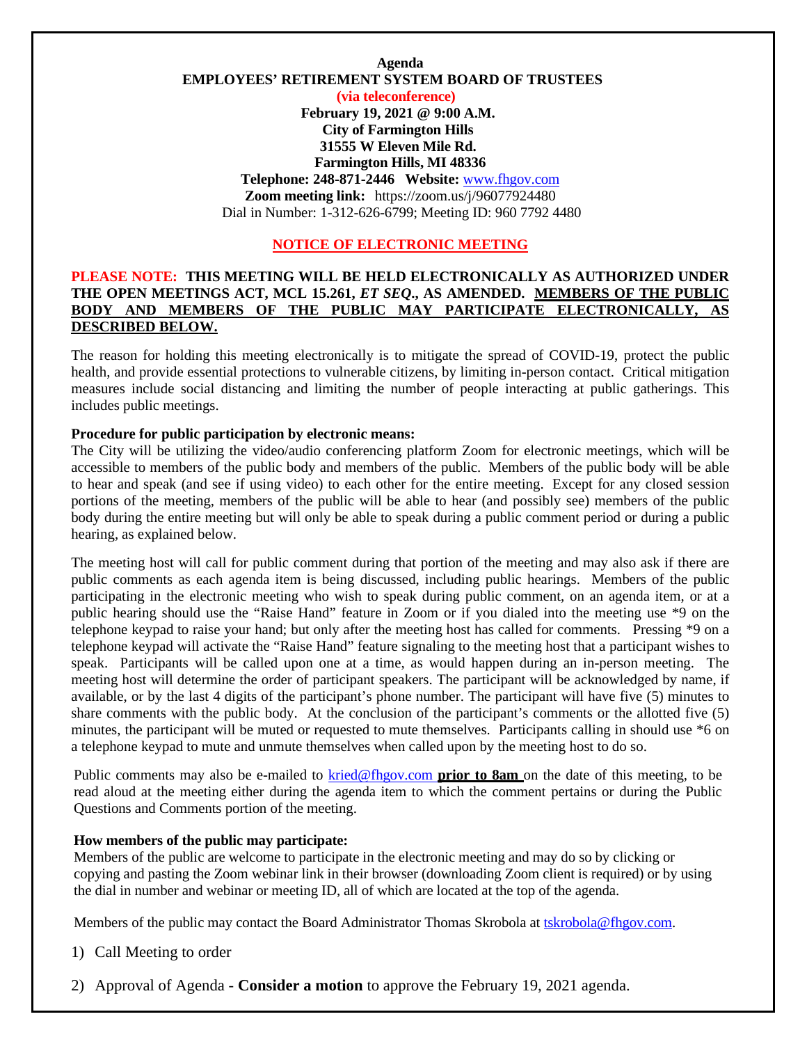**Agenda**

**EMPLOYEES' RETIREMENT SYSTEM BOARD OF TRUSTEES**

**(via teleconference)**

**February 19, 2021 @ 9:00 A.M.**

**City of Farmington Hills**

**31555 W Eleven Mile Rd.**

**Farmington Hills, MI 48336**

**Telephone: 248-871-2446 Website:** www.fhgov.com

**Zoom meeting link:** https://zoom.us/j/96077924480

Dial in Number: 1-312-626-6799; Meeting ID: 960 7792 4480

## NOTICE OF ELECTRONIC MEETING

**PLEASE NOTE: THIS MEETING WILL BE HELD ELECTRONICALLY AS AUTHORIZED UNDER THE OPEN MEETINGS ACT, MCL 15.261, *ET SEQ*., AS AMENDED. MEMBERS OF THE PUBLIC BODY AND MEMBERS OF THE PUBLIC MAY PARTICIPATE ELECTRONICALLY, AS DESCRIBED BELOW.**

The reason for holding this meeting electronically is to mitigate the spread of COVID-19, protect the public health, and provide essential protections to vulnerable citizens, by limiting in-person contact. Critical mitigation measures include social distancing and limiting the number of people interacting at public gatherings. This includes public meetings.

**Procedure for public participation by electronic means:**

The City will be utilizing the video/audio conferencing platform Zoom for electronic meetings, which will be accessible to members of the public body and members of the public. Members of the public body will be able to hear and speak (and see if using video) to each other for the entire meeting. Except for any closed session portions of the meeting, members of the public will be able to hear (and possibly see) members of the public body during the entire meeting but will only be able to speak during a public comment period or during a public hearing, as explained below.

The meeting host will call for public comment during that portion of the meeting and may also ask if there are public comments as each agenda item is being discussed, including public hearings. Members of the public participating in the electronic meeting who wish to speak during public comment, on an agenda item, or at a public hearing should use the "Raise Hand" feature in Zoom or if you dialed into the meeting use *9 on the telephone keypad to raise your hand; but only after the meeting host has called for comments. Pressing *9 on a telephone keypad will activate the "Raise Hand" feature signaling to the meeting host that a participant wishes to speak. Participants will be called upon one at a time, as would happen during an in-person meeting. The meeting host will determine the order of participant speakers. The participant will be acknowledged by name, if available, or by the last 4 digits of the participant's phone number. The participant will have five (5) minutes to share comments with the public body. At the conclusion of the participant's comments or the allotted five (5) minutes, the participant will be muted or requested to mute themselves. Participants calling in should use *6 on a telephone keypad to mute and unmute themselves when called upon by the meeting host to do so.

Public comments may also be e-mailed to kried@fhgov.com **prior to 8am** on the date of this meeting, to be read aloud at the meeting either during the agenda item to which the comment pertains or during the Public Questions and Comments portion of the meeting.

**How members of the public may participate:**

Members of the public are welcome to participate in the electronic meeting and may do so by clicking or copying and pasting the Zoom webinar link in their browser (downloading Zoom client is required) or by using the dial in number and webinar or meeting ID, all of which are located at the top of the agenda.

Members of the public may contact the Board Administrator Thomas Skrobola at tskrobola@fhgov.com.

1) Call Meeting to order
2) Approval of Agenda - **Consider a motion** to approve the February 19, 2021 agenda.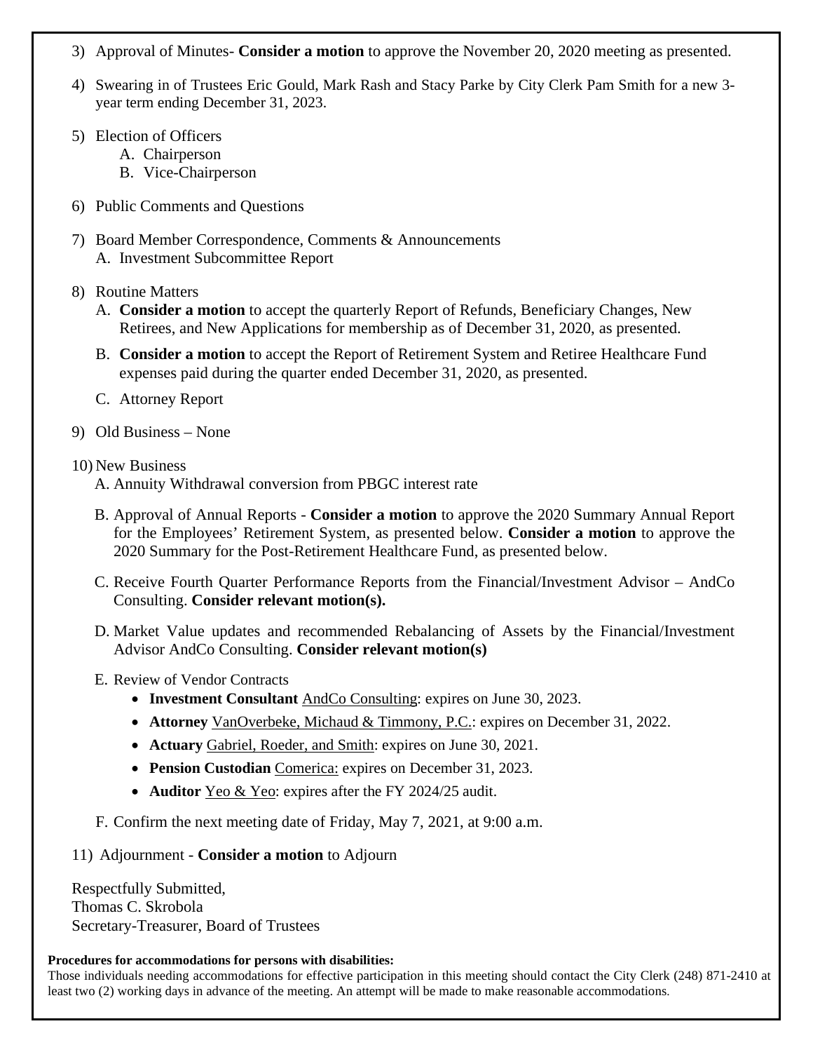3) Approval of Minutes- **Consider a motion** to approve the November 20, 2020 meeting as presented.

4) Swearing in of Trustees Eric Gould, Mark Rash and Stacy Parke by City Clerk Pam Smith for a new 3-year term ending December 31, 2023.

5) Election of Officers
   A. Chairperson
   B. Vice-Chairperson

6) Public Comments and Questions

7) Board Member Correspondence, Comments & Announcements
   A. Investment Subcommittee Report

8) Routine Matters
   A. **Consider a motion** to accept the quarterly Report of Refunds, Beneficiary Changes, New Retirees, and New Applications for membership as of December 31, 2020, as presented.

   B. **Consider a motion** to accept the Report of Retirement System and Retiree Healthcare Fund expenses paid during the quarter ended December 31, 2020, as presented.

   C. Attorney Report

9) Old Business – None

10) New Business
   A. Annuity Withdrawal conversion from PBGC interest rate

   B. Approval of Annual Reports - **Consider a motion** to approve the 2020 Summary Annual Report for the Employees' Retirement System, as presented below. **Consider a motion** to approve the 2020 Summary for the Post-Retirement Healthcare Fund, as presented below.

   C. Receive Fourth Quarter Performance Reports from the Financial/Investment Advisor – AndCo Consulting. **Consider relevant motion(s).**

   D. Market Value updates and recommended Rebalancing of Assets by the Financial/Investment Advisor AndCo Consulting. **Consider relevant motion(s)**

   E. Review of Vendor Contracts
   - **Investment Consultant** AndCo Consulting: expires on June 30, 2023.
   - **Attorney** VanOverbeke, Michaud & Timmony, P.C.: expires on December 31, 2022.
   - **Actuary** Gabriel, Roeder, and Smith: expires on June 30, 2021.
   - **Pension Custodian** Comerica: expires on December 31, 2023.
   - **Auditor** Yeo & Yeo: expires after the FY 2024/25 audit.

   F. Confirm the next meeting date of Friday, May 7, 2021, at 9:00 a.m.

11) Adjournment - **Consider a motion** to Adjourn

Respectfully Submitted,
Thomas C. Skrobola
Secretary-Treasurer, Board of Trustees

**Procedures for accommodations for persons with disabilities:**
Those individuals needing accommodations for effective participation in this meeting should contact the City Clerk (248) 871-2410 at least two (2) working days in advance of the meeting. An attempt will be made to make reasonable accommodations.